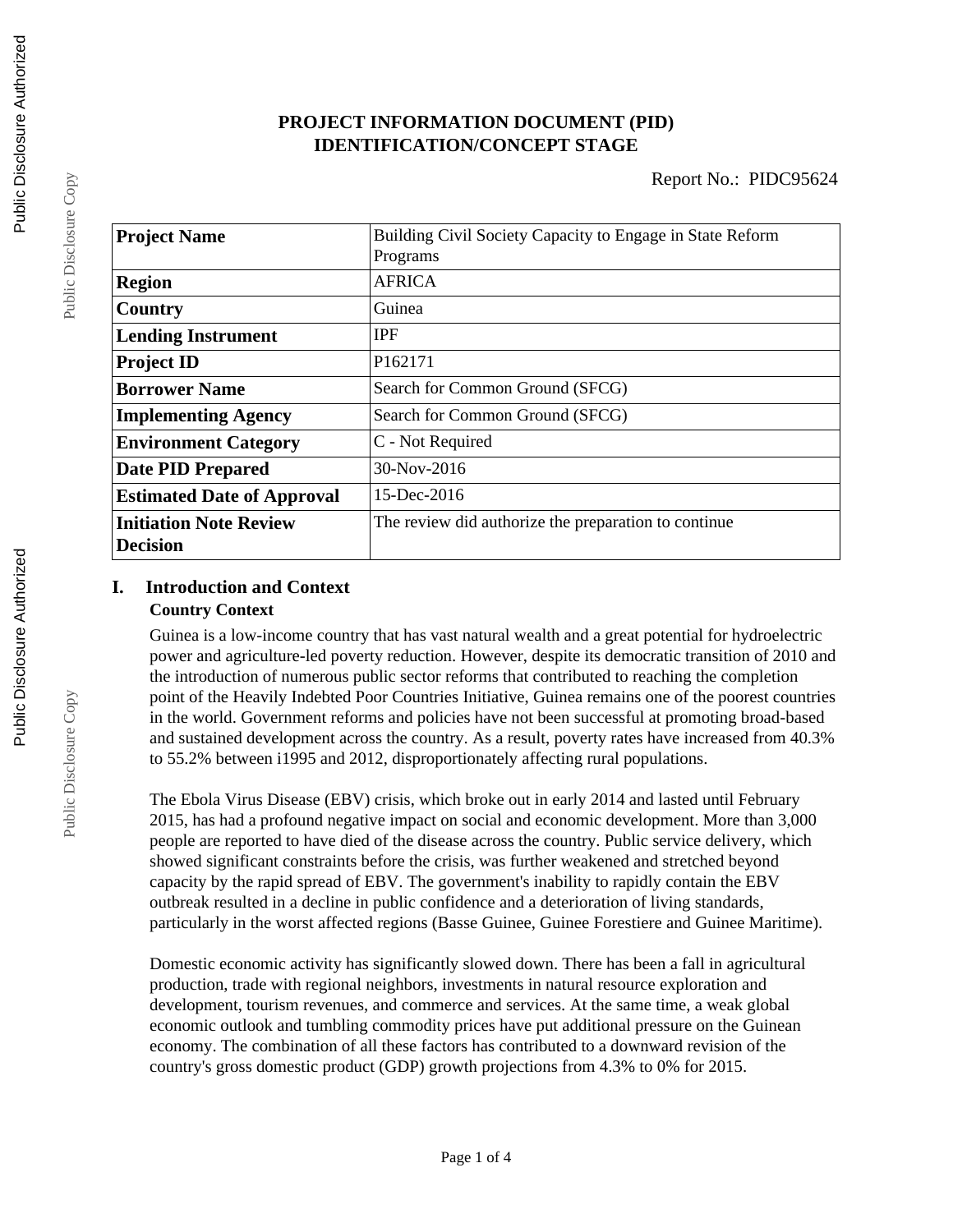# PROJECT INFORMATION DOCUMENT (PID)
# IDENTIFICATION/CONCEPT STAGE

Report No.: PIDC95624

| Project Name | Building Civil Society Capacity to Engage in State Reform Programs |
|---|---|
| Region | AFRICA |
| Country | Guinea |
| Lending Instrument | IPF |
| Project ID | P162171 |
| Borrower Name | Search for Common Ground (SFCG) |
| Implementing Agency | Search for Common Ground (SFCG) |
| Environment Category | C - Not Required |
| Date PID Prepared | 30-Nov-2016 |
| Estimated Date of Approval | 15-Dec-2016 |
| Initiation Note Review Decision | The review did authorize the preparation to continue |

## I. Introduction and Context

### Country Context

Guinea is a low-income country that has vast natural wealth and a great potential for hydroelectric power and agriculture-led poverty reduction. However, despite its democratic transition of 2010 and the introduction of numerous public sector reforms that contributed to reaching the completion point of the Heavily Indebted Poor Countries Initiative, Guinea remains one of the poorest countries in the world. Government reforms and policies have not been successful at promoting broad-based and sustained development across the country. As a result, poverty rates have increased from 40.3% to 55.2% between i1995 and 2012, disproportionately affecting rural populations.

The Ebola Virus Disease (EBV) crisis, which broke out in early 2014 and lasted until February 2015, has had a profound negative impact on social and economic development. More than 3,000 people are reported to have died of the disease across the country. Public service delivery, which showed significant constraints before the crisis, was further weakened and stretched beyond capacity by the rapid spread of EBV. The government's inability to rapidly contain the EBV outbreak resulted in a decline in public confidence and a deterioration of living standards, particularly in the worst affected regions (Basse Guinee, Guinee Forestiere and Guinee Maritime).

Domestic economic activity has significantly slowed down. There has been a fall in agricultural production, trade with regional neighbors, investments in natural resource exploration and development, tourism revenues, and commerce and services. At the same time, a weak global economic outlook and tumbling commodity prices have put additional pressure on the Guinean economy. The combination of all these factors has contributed to a downward revision of the country's gross domestic product (GDP) growth projections from 4.3% to 0% for 2015.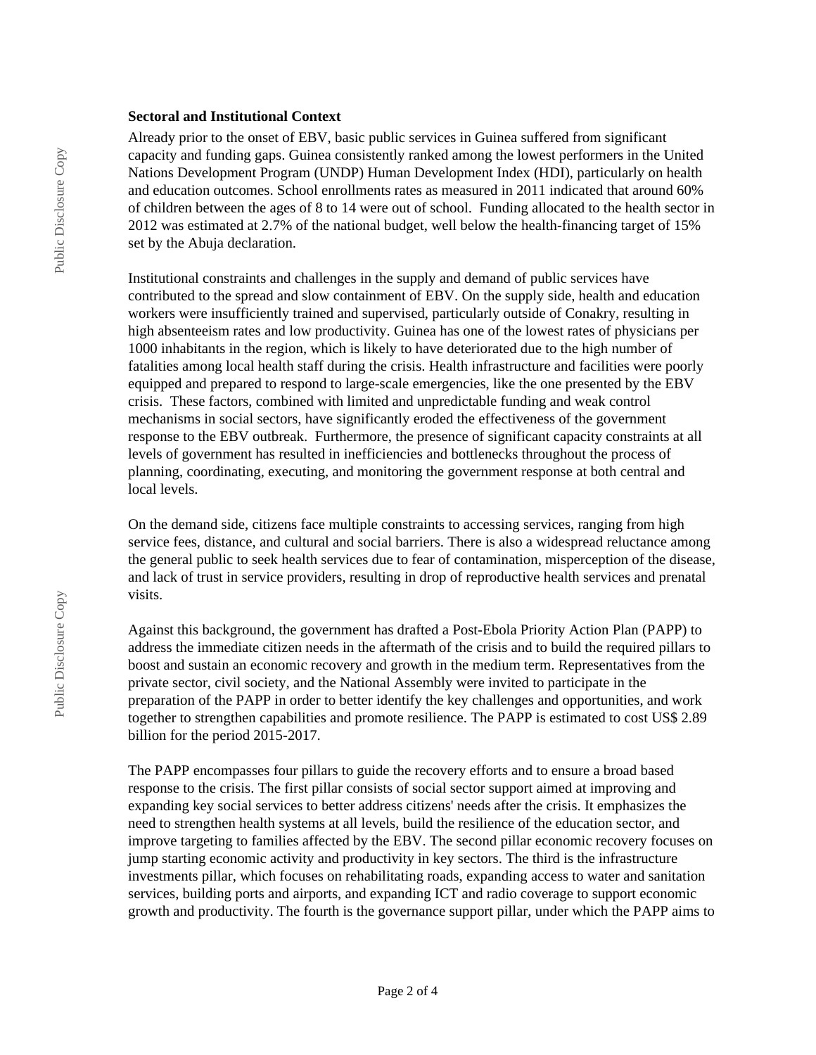**Sectoral and Institutional Context**

Already prior to the onset of EBV, basic public services in Guinea suffered from significant capacity and funding gaps. Guinea consistently ranked among the lowest performers in the United Nations Development Program (UNDP) Human Development Index (HDI), particularly on health and education outcomes. School enrollments rates as measured in 2011 indicated that around 60% of children between the ages of 8 to 14 were out of school. Funding allocated to the health sector in 2012 was estimated at 2.7% of the national budget, well below the health-financing target of 15% set by the Abuja declaration.

Institutional constraints and challenges in the supply and demand of public services have contributed to the spread and slow containment of EBV. On the supply side, health and education workers were insufficiently trained and supervised, particularly outside of Conakry, resulting in high absenteeism rates and low productivity. Guinea has one of the lowest rates of physicians per 1000 inhabitants in the region, which is likely to have deteriorated due to the high number of fatalities among local health staff during the crisis. Health infrastructure and facilities were poorly equipped and prepared to respond to large-scale emergencies, like the one presented by the EBV crisis. These factors, combined with limited and unpredictable funding and weak control mechanisms in social sectors, have significantly eroded the effectiveness of the government response to the EBV outbreak. Furthermore, the presence of significant capacity constraints at all levels of government has resulted in inefficiencies and bottlenecks throughout the process of planning, coordinating, executing, and monitoring the government response at both central and local levels.

On the demand side, citizens face multiple constraints to accessing services, ranging from high service fees, distance, and cultural and social barriers. There is also a widespread reluctance among the general public to seek health services due to fear of contamination, misperception of the disease, and lack of trust in service providers, resulting in drop of reproductive health services and prenatal visits.

Against this background, the government has drafted a Post-Ebola Priority Action Plan (PAPP) to address the immediate citizen needs in the aftermath of the crisis and to build the required pillars to boost and sustain an economic recovery and growth in the medium term. Representatives from the private sector, civil society, and the National Assembly were invited to participate in the preparation of the PAPP in order to better identify the key challenges and opportunities, and work together to strengthen capabilities and promote resilience. The PAPP is estimated to cost US$ 2.89 billion for the period 2015-2017.

The PAPP encompasses four pillars to guide the recovery efforts and to ensure a broad based response to the crisis. The first pillar consists of social sector support aimed at improving and expanding key social services to better address citizens' needs after the crisis. It emphasizes the need to strengthen health systems at all levels, build the resilience of the education sector, and improve targeting to families affected by the EBV. The second pillar economic recovery focuses on jump starting economic activity and productivity in key sectors. The third is the infrastructure investments pillar, which focuses on rehabilitating roads, expanding access to water and sanitation services, building ports and airports, and expanding ICT and radio coverage to support economic growth and productivity. The fourth is the governance support pillar, under which the PAPP aims to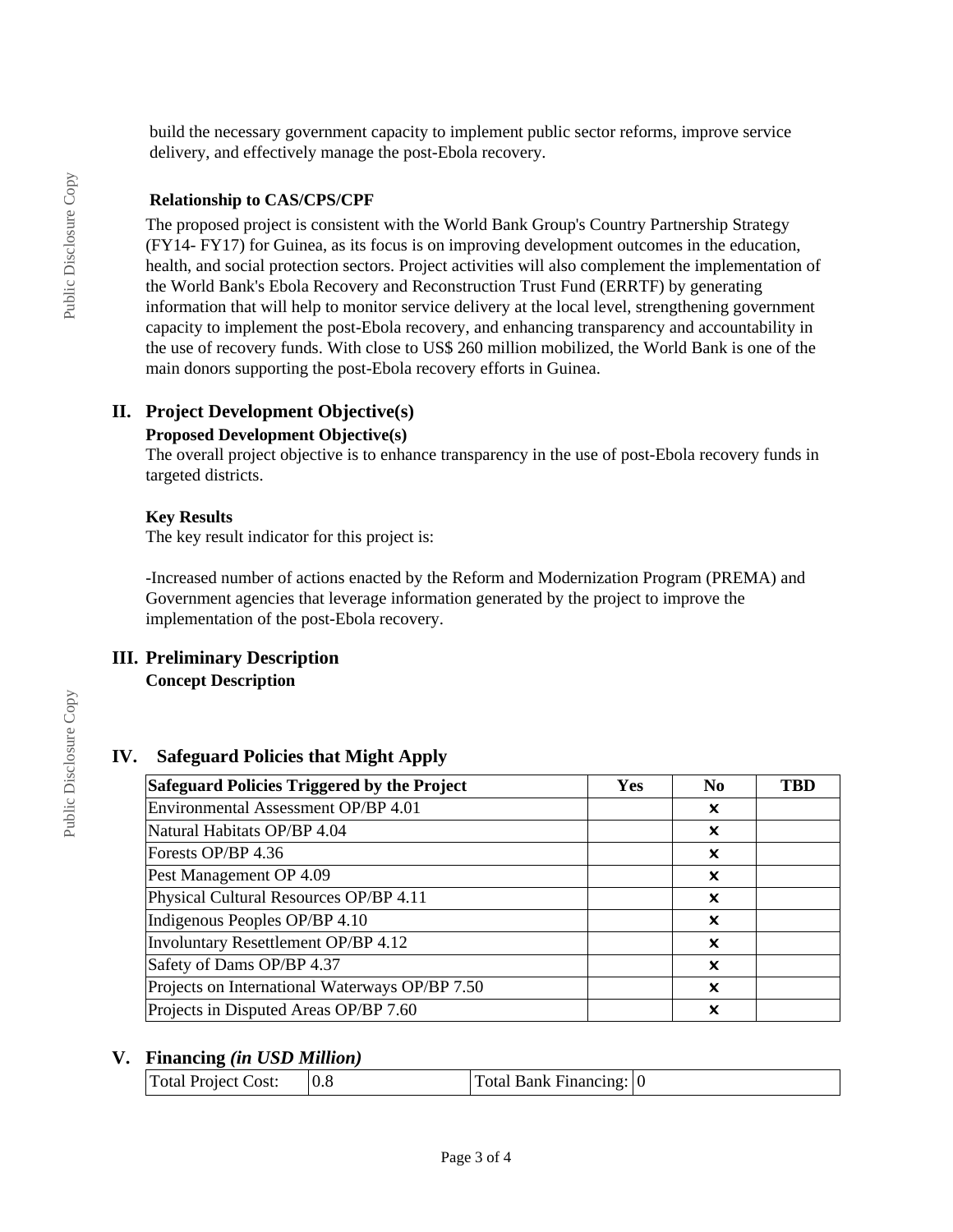build the necessary government capacity to implement public sector reforms, improve service delivery, and effectively manage the post-Ebola recovery.

**Relationship to CAS/CPS/CPF**

The proposed project is consistent with the World Bank Group's Country Partnership Strategy (FY14- FY17) for Guinea, as its focus is on improving development outcomes in the education, health, and social protection sectors. Project activities will also complement the implementation of the World Bank's Ebola Recovery and Reconstruction Trust Fund (ERRTF) by generating information that will help to monitor service delivery at the local level, strengthening government capacity to implement the post-Ebola recovery, and enhancing transparency and accountability in the use of recovery funds. With close to US$ 260 million mobilized, the World Bank is one of the main donors supporting the post-Ebola recovery efforts in Guinea.

## II. Project Development Objective(s)

### Proposed Development Objective(s)

The overall project objective is to enhance transparency in the use of post-Ebola recovery funds in targeted districts.

### Key Results

The key result indicator for this project is:

-Increased number of actions enacted by the Reform and Modernization Program (PREMA) and Government agencies that leverage information generated by the project to improve the implementation of the post-Ebola recovery.

## III. Preliminary Description

### Concept Description

## IV. Safeguard Policies that Might Apply

| Safeguard Policies Triggered by the Project | Yes | No | TBD |
|---|---|---|---|
| Environmental Assessment OP/BP 4.01 | | ✖ | |
| Natural Habitats OP/BP 4.04 | | ✖ | |
| Forests OP/BP 4.36 | | ✖ | |
| Pest Management OP 4.09 | | ✖ | |
| Physical Cultural Resources OP/BP 4.11 | | ✖ | |
| Indigenous Peoples OP/BP 4.10 | | ✖ | |
| Involuntary Resettlement OP/BP 4.12 | | ✖ | |
| Safety of Dams OP/BP 4.37 | | ✖ | |
| Projects on International Waterways OP/BP 7.50 | | ✖ | |
| Projects in Disputed Areas OP/BP 7.60 | | ✖ | |

## V. Financing *(in USD Million)*

| Total Project Cost: | 0.8 | Total Bank Financing: | 0 |
|---|---|---|---|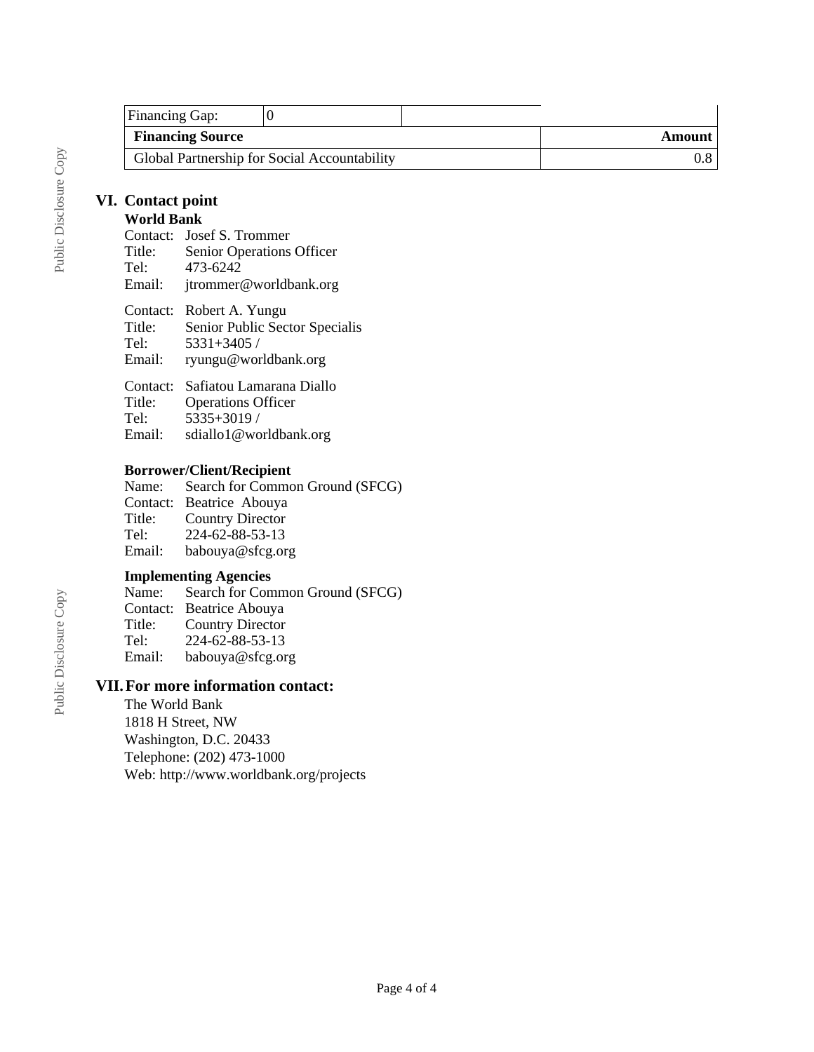| Financing Gap: | 0 | | |
|---|---|---|---|
| **Financing Source** | | | **Amount** |
| Global Partnership for Social Accountability | | | 0.8 |

## VI. Contact point

**World Bank**

Contact: Josef S. Trommer
Title: Senior Operations Officer
Tel: 473-6242
Email: jtrommer@worldbank.org

Contact: Robert A. Yungu
Title: Senior Public Sector Specialis
Tel: 5331+3405 /
Email: ryungu@worldbank.org

Contact: Safiatou Lamarana Diallo
Title: Operations Officer
Tel: 5335+3019 /
Email: sdiallo1@worldbank.org

**Borrower/Client/Recipient**

Name: Search for Common Ground (SFCG)
Contact: Beatrice Abouya
Title: Country Director
Tel: 224-62-88-53-13
Email: babouya@sfcg.org

**Implementing Agencies**

Name: Search for Common Ground (SFCG)
Contact: Beatrice Abouya
Title: Country Director
Tel: 224-62-88-53-13
Email: babouya@sfcg.org

## VII. For more information contact:

The World Bank
1818 H Street, NW
Washington, D.C. 20433
Telephone: (202) 473-1000
Web: http://www.worldbank.org/projects